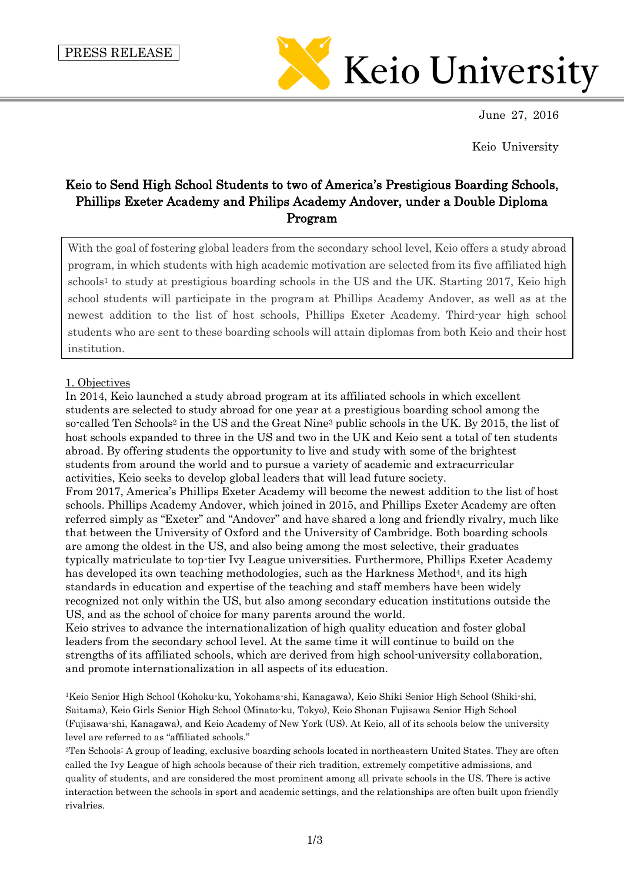PRESS RELEASE

**Keio University**

June 27, 2016

Keio University

# Keio to Send High School Students to two of America's Prestigious Boarding Schools, Phillips Exeter Academy and Philips Academy Andover, under a Double Diploma Program

With the goal of fostering global leaders from the secondary school level, Keio offers a study abroad program, in which students with high academic motivation are selected from its five affiliated high schools[1] to study at prestigious boarding schools in the US and the UK. Starting 2017, Keio high school students will participate in the program at Phillips Academy Andover, as well as at the newest addition to the list of host schools, Phillips Exeter Academy. Third-year high school students who are sent to these boarding schools will attain diplomas from both Keio and their host institution.

## 1. Objectives

In 2014, Keio launched a study abroad program at its affiliated schools in which excellent students are selected to study abroad for one year at a prestigious boarding school among the so-called Ten Schools[2] in the US and the Great Nine[3] public schools in the UK. By 2015, the list of host schools expanded to three in the US and two in the UK and Keio sent a total of ten students abroad. By offering students the opportunity to live and study with some of the brightest students from around the world and to pursue a variety of academic and extracurricular activities, Keio seeks to develop global leaders that will lead future society.

From 2017, America's Phillips Exeter Academy will become the newest addition to the list of host schools. Phillips Academy Andover, which joined in 2015, and Phillips Exeter Academy are often referred simply as "Exeter" and "Andover" and have shared a long and friendly rivalry, much like that between the University of Oxford and the University of Cambridge. Both boarding schools are among the oldest in the US, and also being among the most selective, their graduates typically matriculate to top-tier Ivy League universities. Furthermore, Phillips Exeter Academy has developed its own teaching methodologies, such as the Harkness Method[4], and its high standards in education and expertise of the teaching and staff members have been widely recognized not only within the US, but also among secondary education institutions outside the US, and as the school of choice for many parents around the world.

Keio strives to advance the internationalization of high quality education and foster global leaders from the secondary school level. At the same time it will continue to build on the strengths of its affiliated schools, which are derived from high school-university collaboration, and promote internationalization in all aspects of its education.

[1]Keio Senior High School (Kohoku-ku, Yokohama-shi, Kanagawa), Keio Shiki Senior High School (Shiki-shi, Saitama), Keio Girls Senior High School (Minato-ku, Tokyo), Keio Shonan Fujisawa Senior High School (Fujisawa-shi, Kanagawa), and Keio Academy of New York (US). At Keio, all of its schools below the university level are referred to as "affiliated schools."

[2]Ten Schools: A group of leading, exclusive boarding schools located in northeastern United States. They are often called the Ivy League of high schools because of their rich tradition, extremely competitive admissions, and quality of students, and are considered the most prominent among all private schools in the US. There is active interaction between the schools in sport and academic settings, and the relationships are often built upon friendly rivalries.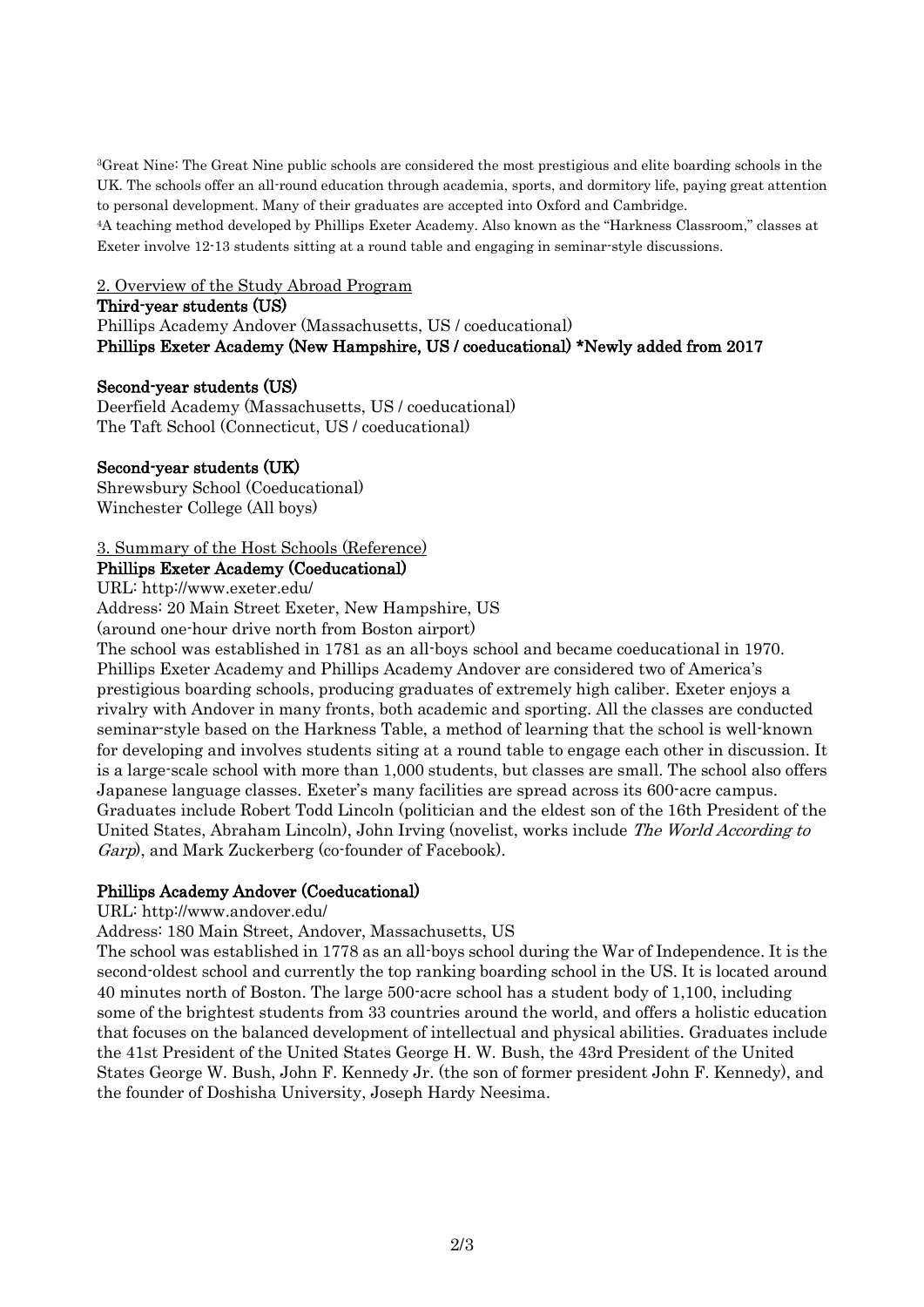[3]Great Nine: The Great Nine public schools are considered the most prestigious and elite boarding schools in the UK. The schools offer an all-round education through academia, sports, and dormitory life, paying great attention to personal development. Many of their graduates are accepted into Oxford and Cambridge.

[4]A teaching method developed by Phillips Exeter Academy. Also known as the "Harkness Classroom," classes at Exeter involve 12-13 students sitting at a round table and engaging in seminar-style discussions.

## 2. Overview of the Study Abroad Program

**Third-year students (US)**

Phillips Academy Andover (Massachusetts, US / coeducational)

**Phillips Exeter Academy (New Hampshire, US / coeducational) \*Newly added from 2017**

**Second-year students (US)**

Deerfield Academy (Massachusetts, US / coeducational)

The Taft School (Connecticut, US / coeducational)

**Second-year students (UK)**

Shrewsbury School (Coeducational)

Winchester College (All boys)

## 3. Summary of the Host Schools (Reference)

**Phillips Exeter Academy (Coeducational)**

URL: http://www.exeter.edu/

Address: 20 Main Street Exeter, New Hampshire, US

(around one-hour drive north from Boston airport)

The school was established in 1781 as an all-boys school and became coeducational in 1970. Phillips Exeter Academy and Phillips Academy Andover are considered two of America's prestigious boarding schools, producing graduates of extremely high caliber. Exeter enjoys a rivalry with Andover in many fronts, both academic and sporting. All the classes are conducted seminar-style based on the Harkness Table, a method of learning that the school is well-known for developing and involves students siting at a round table to engage each other in discussion. It is a large-scale school with more than 1,000 students, but classes are small. The school also offers Japanese language classes. Exeter's many facilities are spread across its 600-acre campus. Graduates include Robert Todd Lincoln (politician and the eldest son of the 16th President of the United States, Abraham Lincoln), John Irving (novelist, works include *The World According to Garp*), and Mark Zuckerberg (co-founder of Facebook).

**Phillips Academy Andover (Coeducational)**

URL: http://www.andover.edu/

Address: 180 Main Street, Andover, Massachusetts, US

The school was established in 1778 as an all-boys school during the War of Independence. It is the second-oldest school and currently the top ranking boarding school in the US. It is located around 40 minutes north of Boston. The large 500-acre school has a student body of 1,100, including some of the brightest students from 33 countries around the world, and offers a holistic education that focuses on the balanced development of intellectual and physical abilities. Graduates include the 41st President of the United States George H. W. Bush, the 43rd President of the United States George W. Bush, John F. Kennedy Jr. (the son of former president John F. Kennedy), and the founder of Doshisha University, Joseph Hardy Neesima.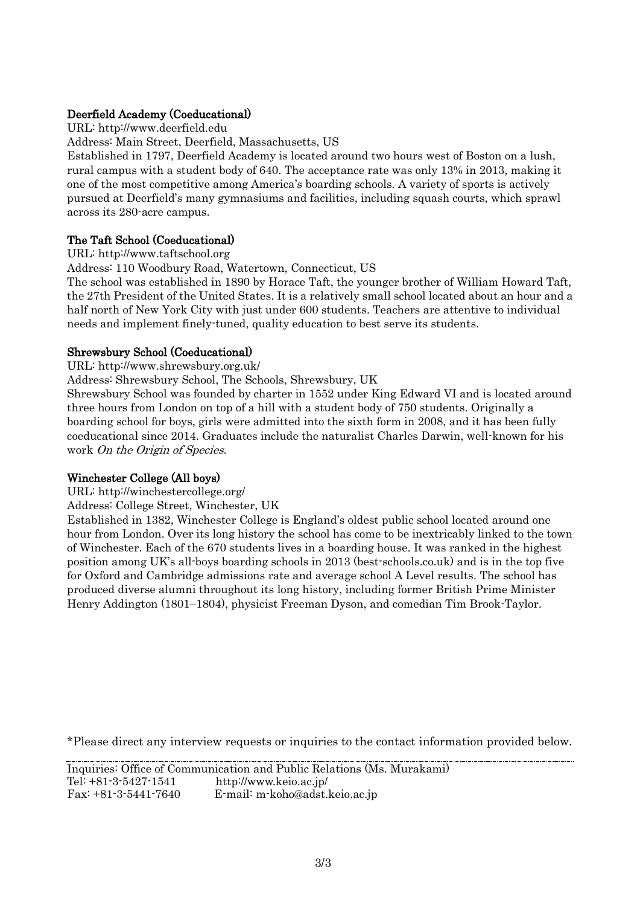### Deerfield Academy (Coeducational)

URL: http://www.deerfield.edu

Address: Main Street, Deerfield, Massachusetts, US

Established in 1797, Deerfield Academy is located around two hours west of Boston on a lush, rural campus with a student body of 640. The acceptance rate was only 13% in 2013, making it one of the most competitive among America's boarding schools. A variety of sports is actively pursued at Deerfield's many gymnasiums and facilities, including squash courts, which sprawl across its 280-acre campus.

### The Taft School (Coeducational)

URL: http://www.taftschool.org

Address: 110 Woodbury Road, Watertown, Connecticut, US

The school was established in 1890 by Horace Taft, the younger brother of William Howard Taft, the 27th President of the United States. It is a relatively small school located about an hour and a half north of New York City with just under 600 students. Teachers are attentive to individual needs and implement finely-tuned, quality education to best serve its students.

### Shrewsbury School (Coeducational)

URL: http://www.shrewsbury.org.uk/

Address: Shrewsbury School, The Schools, Shrewsbury, UK

Shrewsbury School was founded by charter in 1552 under King Edward VI and is located around three hours from London on top of a hill with a student body of 750 students. Originally a boarding school for boys, girls were admitted into the sixth form in 2008, and it has been fully coeducational since 2014. Graduates include the naturalist Charles Darwin, well-known for his work *On the Origin of Species*.

### Winchester College (All boys)

URL: http://winchestercollege.org/

Address: College Street, Winchester, UK

Established in 1382, Winchester College is England's oldest public school located around one hour from London. Over its long history the school has come to be inextricably linked to the town of Winchester. Each of the 670 students lives in a boarding house. It was ranked in the highest position among UK's all-boys boarding schools in 2013 (best-schools.co.uk) and is in the top five for Oxford and Cambridge admissions rate and average school A Level results. The school has produced diverse alumni throughout its long history, including former British Prime Minister Henry Addington (1801–1804), physicist Freeman Dyson, and comedian Tim Brook-Taylor.

*Please direct any interview requests or inquiries to the contact information provided below.

---

Inquiries: Office of Communication and Public Relations (Ms. Murakami)
Tel: +81-3-5427-1541　　http://www.keio.ac.jp/
Fax: +81-3-5441-7640　　E-mail: m-koho@adst.keio.ac.jp